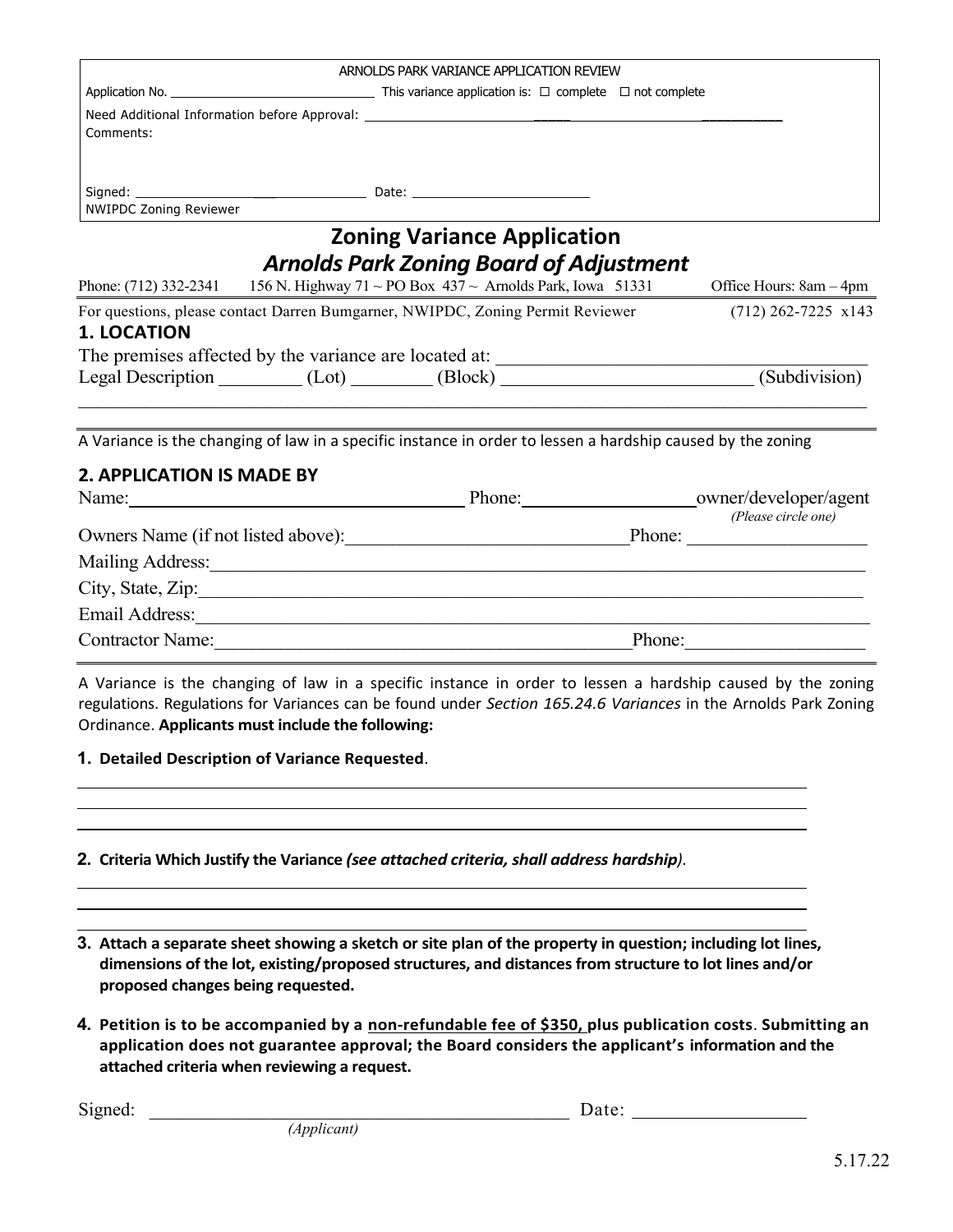ARNOLDS PARK VARIANCE APPLICATION REVIEW

Application No. ____________________________ This variance application is: ☐ complete ☐ not complete

Need Additional Information before Approval: ____________________________________________________________

Comments:

Signed: ______________________________ Date: ________________________

NWIPDC Zoning Reviewer

# Zoning Variance Application

## *Arnolds Park Zoning Board of Adjustment*

Phone: (712) 332-2341 156 N. Highway 71 ~ PO Box 437 ~ Arnolds Park, Iowa 51331 Office Hours: 8am – 4pm

For questions, please contact Darren Bumgarner, NWIPDC, Zoning Permit Reviewer (712) 262-7225 x143

## 1. LOCATION

The premises affected by the variance are located at: ________________________________________

Legal Description _________ (Lot) ________ (Block) ___________________________ (Subdivision)

_____________________________________________________________________________________

A Variance is the changing of law in a specific instance in order to lessen a hardship caused by the zoning

## 2. APPLICATION IS MADE BY

Name: ____________________________________ Phone: __________________ owner/developer/agent *(Please circle one)*

Owners Name (if not listed above): ______________________________ Phone: ___________________

Mailing Address: ___________________________________________________________________________

City, State, Zip: ___________________________________________________________________________

Email Address: ____________________________________________________________________________

Contractor Name: ____________________________________________ Phone: ___________________

A Variance is the changing of law in a specific instance in order to lessen a hardship caused by the zoning regulations. Regulations for Variances can be found under *Section 165.24.6 Variances* in the Arnolds Park Zoning Ordinance. **Applicants must include the following:**

1. **Detailed Description of Variance Requested**.

_____________________________________________________________________________________

_____________________________________________________________________________________

_____________________________________________________________________________________

2. **Criteria Which Justify the Variance *(see attached criteria, shall address hardship)***.

_____________________________________________________________________________________

_____________________________________________________________________________________

_____________________________________________________________________________________

3. **Attach a separate sheet showing a sketch or site plan of the property in question; including lot lines, dimensions of the lot, existing/proposed structures, and distances from structure to lot lines and/or proposed changes being requested.**

4. **Petition is to be accompanied by a non-refundable fee of $350, plus publication costs**. **Submitting an application does not guarantee approval; the Board considers the applicant's information and the attached criteria when reviewing a request.**

Signed: _____________________________________________ Date: ___________________

*(Applicant)*

5.17.22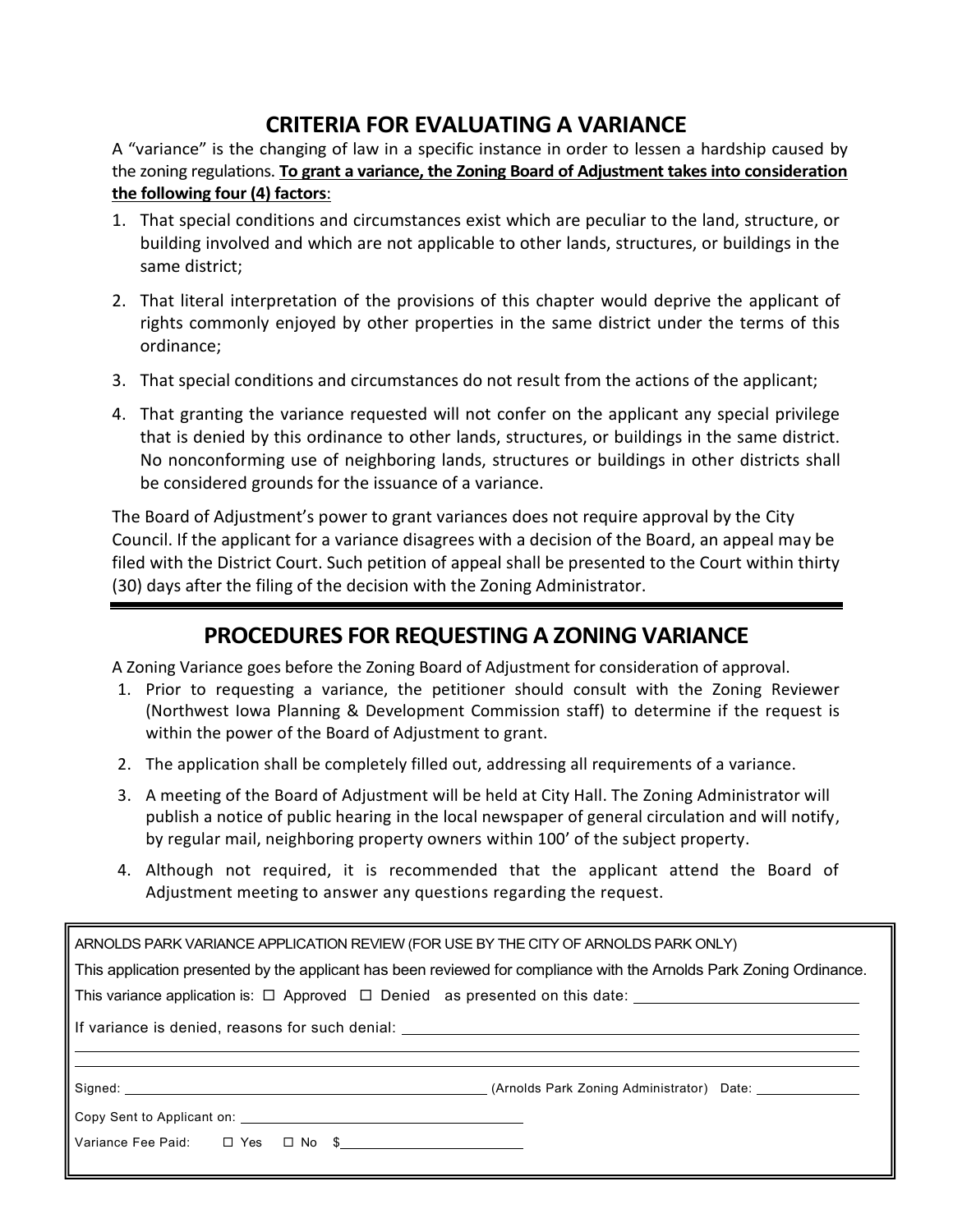## CRITERIA FOR EVALUATING A VARIANCE

A "variance" is the changing of law in a specific instance in order to lessen a hardship caused by the zoning regulations. **To grant a variance, the Zoning Board of Adjustment takes into consideration the following four (4) factors**:

1. That special conditions and circumstances exist which are peculiar to the land, structure, or building involved and which are not applicable to other lands, structures, or buildings in the same district;
2. That literal interpretation of the provisions of this chapter would deprive the applicant of rights commonly enjoyed by other properties in the same district under the terms of this ordinance;
3. That special conditions and circumstances do not result from the actions of the applicant;
4. That granting the variance requested will not confer on the applicant any special privilege that is denied by this ordinance to other lands, structures, or buildings in the same district. No nonconforming use of neighboring lands, structures or buildings in other districts shall be considered grounds for the issuance of a variance.

The Board of Adjustment's power to grant variances does not require approval by the City Council. If the applicant for a variance disagrees with a decision of the Board, an appeal may be filed with the District Court. Such petition of appeal shall be presented to the Court within thirty (30) days after the filing of the decision with the Zoning Administrator.

---

## PROCEDURES FOR REQUESTING A ZONING VARIANCE

A Zoning Variance goes before the Zoning Board of Adjustment for consideration of approval.

1. Prior to requesting a variance, the petitioner should consult with the Zoning Reviewer (Northwest Iowa Planning & Development Commission staff) to determine if the request is within the power of the Board of Adjustment to grant.
2. The application shall be completely filled out, addressing all requirements of a variance.
3. A meeting of the Board of Adjustment will be held at City Hall. The Zoning Administrator will publish a notice of public hearing in the local newspaper of general circulation and will notify, by regular mail, neighboring property owners within 100' of the subject property.
4. Although not required, it is recommended that the applicant attend the Board of Adjustment meeting to answer any questions regarding the request.

---

ARNOLDS PARK VARIANCE APPLICATION REVIEW (FOR USE BY THE CITY OF ARNOLDS PARK ONLY)

This application presented by the applicant has been reviewed for compliance with the Arnolds Park Zoning Ordinance.

This variance application is: ☐ Approved ☐ Denied as presented on this date: ____________________

If variance is denied, reasons for such denial: ________________________________________

________________________________________________________________________

________________________________________________________________________

Signed: ________________________________ (Arnolds Park Zoning Administrator) Date: ____________

Copy Sent to Applicant on: ______________________________

Variance Fee Paid: ☐ Yes ☐ No $____________________